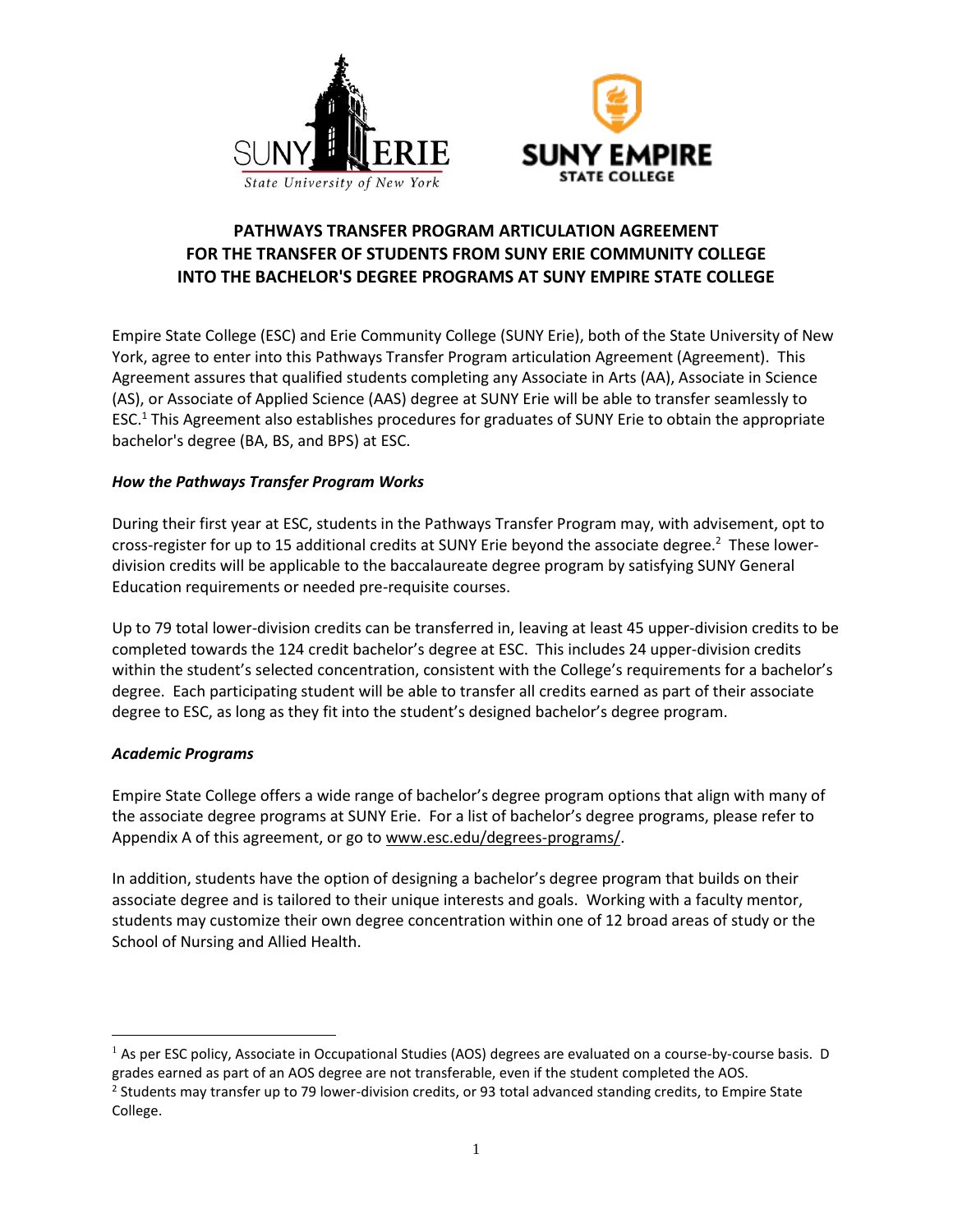# PATHWAYS TRANSFER PROGRAM ARTICULATION AGREEMENT FOR THE TRANSFER OF STUDENTS FROM SUNY ERIE COMMUNITY COLLEGE INTO THE BACHELOR'S DEGREE PROGRAMS AT SUNY EMPIRE STATE COLLEGE

Empire State College (ESC) and Erie Community College (SUNY Erie), both of the State University of New York, agree to enter into this Pathways Transfer Program articulation Agreement (Agreement). This Agreement assures that qualified students completing any Associate in Arts (AA), Associate in Science (AS), or Associate of Applied Science (AAS) degree at SUNY Erie will be able to transfer seamlessly to ESC.[1] This Agreement also establishes procedures for graduates of SUNY Erie to obtain the appropriate bachelor's degree (BA, BS, and BPS) at ESC.

### *How the Pathways Transfer Program Works*

During their first year at ESC, students in the Pathways Transfer Program may, with advisement, opt to cross-register for up to 15 additional credits at SUNY Erie beyond the associate degree.[2] These lower-division credits will be applicable to the baccalaureate degree program by satisfying SUNY General Education requirements or needed pre-requisite courses.

Up to 79 total lower-division credits can be transferred in, leaving at least 45 upper-division credits to be completed towards the 124 credit bachelor's degree at ESC. This includes 24 upper-division credits within the student's selected concentration, consistent with the College's requirements for a bachelor's degree. Each participating student will be able to transfer all credits earned as part of their associate degree to ESC, as long as they fit into the student's designed bachelor's degree program.

### *Academic Programs*

Empire State College offers a wide range of bachelor's degree program options that align with many of the associate degree programs at SUNY Erie. For a list of bachelor's degree programs, please refer to Appendix A of this agreement, or go to www.esc.edu/degrees-programs/.

In addition, students have the option of designing a bachelor's degree program that builds on their associate degree and is tailored to their unique interests and goals. Working with a faculty mentor, students may customize their own degree concentration within one of 12 broad areas of study or the School of Nursing and Allied Health.

---

[1] As per ESC policy, Associate in Occupational Studies (AOS) degrees are evaluated on a course-by-course basis. D grades earned as part of an AOS degree are not transferable, even if the student completed the AOS.

[2] Students may transfer up to 79 lower-division credits, or 93 total advanced standing credits, to Empire State College.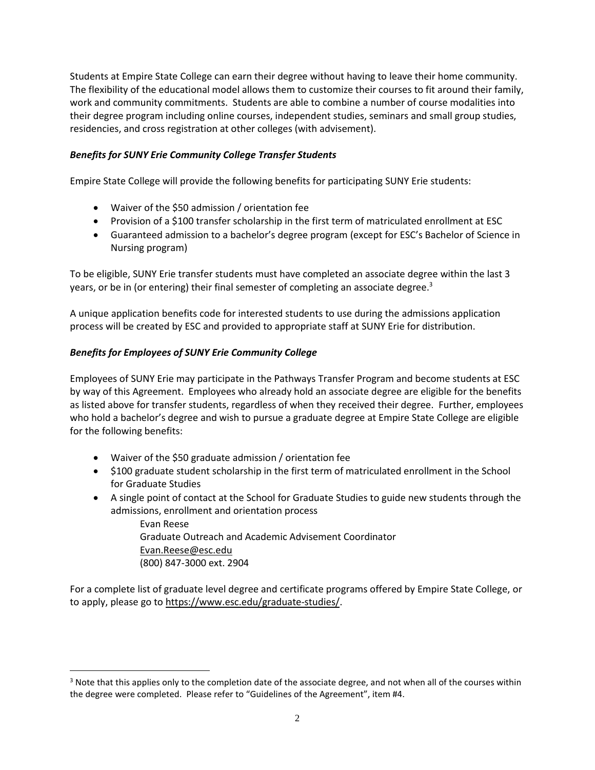Students at Empire State College can earn their degree without having to leave their home community. The flexibility of the educational model allows them to customize their courses to fit around their family, work and community commitments. Students are able to combine a number of course modalities into their degree program including online courses, independent studies, seminars and small group studies, residencies, and cross registration at other colleges (with advisement).

### *Benefits for SUNY Erie Community College Transfer Students*

Empire State College will provide the following benefits for participating SUNY Erie students:

- Waiver of the $50 admission / orientation fee
- Provision of a $100 transfer scholarship in the first term of matriculated enrollment at ESC
- Guaranteed admission to a bachelor's degree program (except for ESC's Bachelor of Science in Nursing program)

To be eligible, SUNY Erie transfer students must have completed an associate degree within the last 3 years, or be in (or entering) their final semester of completing an associate degree.[3]

A unique application benefits code for interested students to use during the admissions application process will be created by ESC and provided to appropriate staff at SUNY Erie for distribution.

### *Benefits for Employees of SUNY Erie Community College*

Employees of SUNY Erie may participate in the Pathways Transfer Program and become students at ESC by way of this Agreement. Employees who already hold an associate degree are eligible for the benefits as listed above for transfer students, regardless of when they received their degree. Further, employees who hold a bachelor's degree and wish to pursue a graduate degree at Empire State College are eligible for the following benefits:

- Waiver of the $50 graduate admission / orientation fee
- $100 graduate student scholarship in the first term of matriculated enrollment in the School for Graduate Studies
- A single point of contact at the School for Graduate Studies to guide new students through the admissions, enrollment and orientation process

  Evan Reese
  Graduate Outreach and Academic Advisement Coordinator
  Evan.Reese@esc.edu
  (800) 847-3000 ext. 2904

For a complete list of graduate level degree and certificate programs offered by Empire State College, or to apply, please go to https://www.esc.edu/graduate-studies/.

---

[3] Note that this applies only to the completion date of the associate degree, and not when all of the courses within the degree were completed. Please refer to "Guidelines of the Agreement", item #4.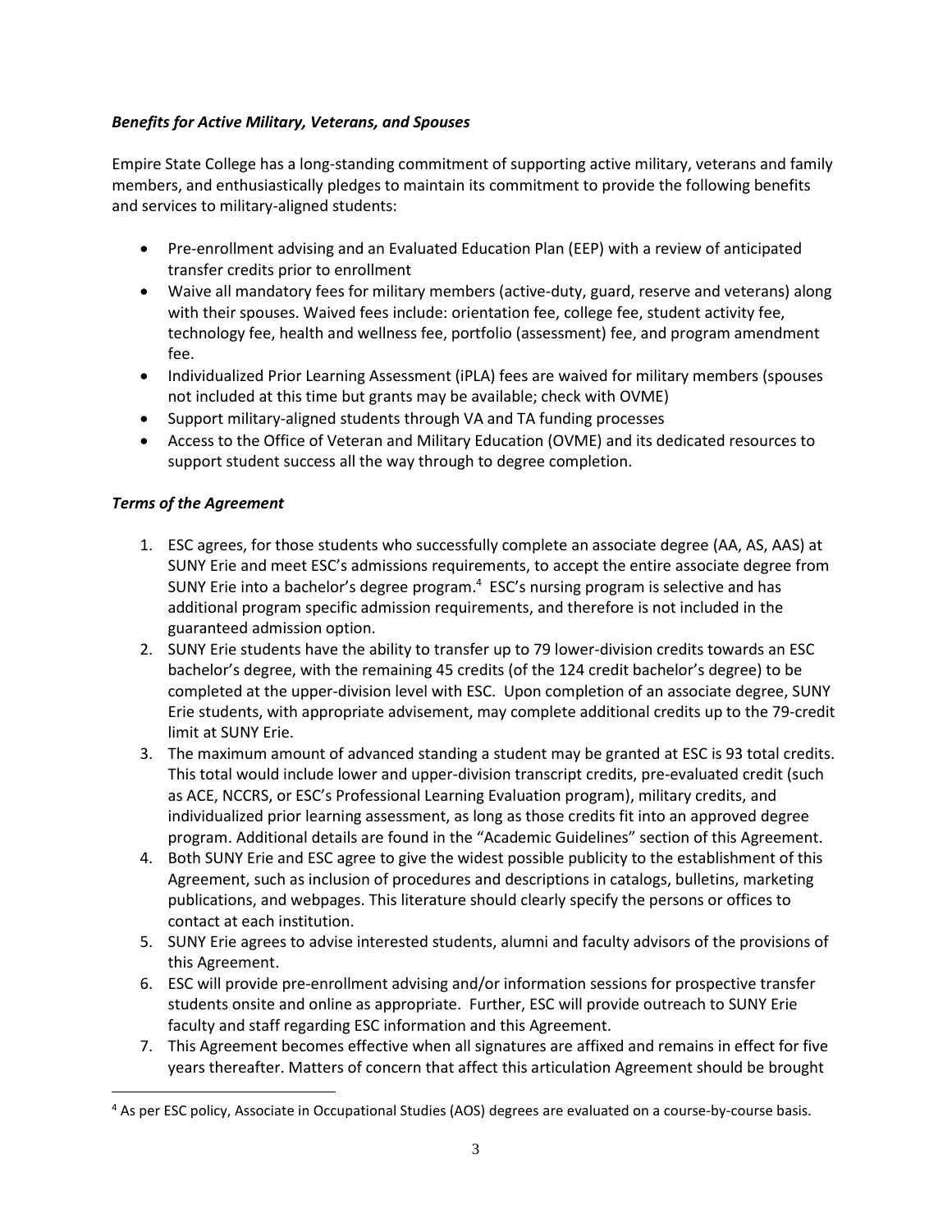### *Benefits for Active Military, Veterans, and Spouses*

Empire State College has a long-standing commitment of supporting active military, veterans and family members, and enthusiastically pledges to maintain its commitment to provide the following benefits and services to military-aligned students:

- Pre-enrollment advising and an Evaluated Education Plan (EEP) with a review of anticipated transfer credits prior to enrollment
- Waive all mandatory fees for military members (active-duty, guard, reserve and veterans) along with their spouses. Waived fees include: orientation fee, college fee, student activity fee, technology fee, health and wellness fee, portfolio (assessment) fee, and program amendment fee.
- Individualized Prior Learning Assessment (iPLA) fees are waived for military members (spouses not included at this time but grants may be available; check with OVME)
- Support military-aligned students through VA and TA funding processes
- Access to the Office of Veteran and Military Education (OVME) and its dedicated resources to support student success all the way through to degree completion.

### *Terms of the Agreement*

1. ESC agrees, for those students who successfully complete an associate degree (AA, AS, AAS) at SUNY Erie and meet ESC's admissions requirements, to accept the entire associate degree from SUNY Erie into a bachelor's degree program.[4] ESC's nursing program is selective and has additional program specific admission requirements, and therefore is not included in the guaranteed admission option.
2. SUNY Erie students have the ability to transfer up to 79 lower-division credits towards an ESC bachelor's degree, with the remaining 45 credits (of the 124 credit bachelor's degree) to be completed at the upper-division level with ESC. Upon completion of an associate degree, SUNY Erie students, with appropriate advisement, may complete additional credits up to the 79-credit limit at SUNY Erie.
3. The maximum amount of advanced standing a student may be granted at ESC is 93 total credits. This total would include lower and upper-division transcript credits, pre-evaluated credit (such as ACE, NCCRS, or ESC's Professional Learning Evaluation program), military credits, and individualized prior learning assessment, as long as those credits fit into an approved degree program. Additional details are found in the "Academic Guidelines" section of this Agreement.
4. Both SUNY Erie and ESC agree to give the widest possible publicity to the establishment of this Agreement, such as inclusion of procedures and descriptions in catalogs, bulletins, marketing publications, and webpages. This literature should clearly specify the persons or offices to contact at each institution.
5. SUNY Erie agrees to advise interested students, alumni and faculty advisors of the provisions of this Agreement.
6. ESC will provide pre-enrollment advising and/or information sessions for prospective transfer students onsite and online as appropriate. Further, ESC will provide outreach to SUNY Erie faculty and staff regarding ESC information and this Agreement.
7. This Agreement becomes effective when all signatures are affixed and remains in effect for five years thereafter. Matters of concern that affect this articulation Agreement should be brought

[4] As per ESC policy, Associate in Occupational Studies (AOS) degrees are evaluated on a course-by-course basis.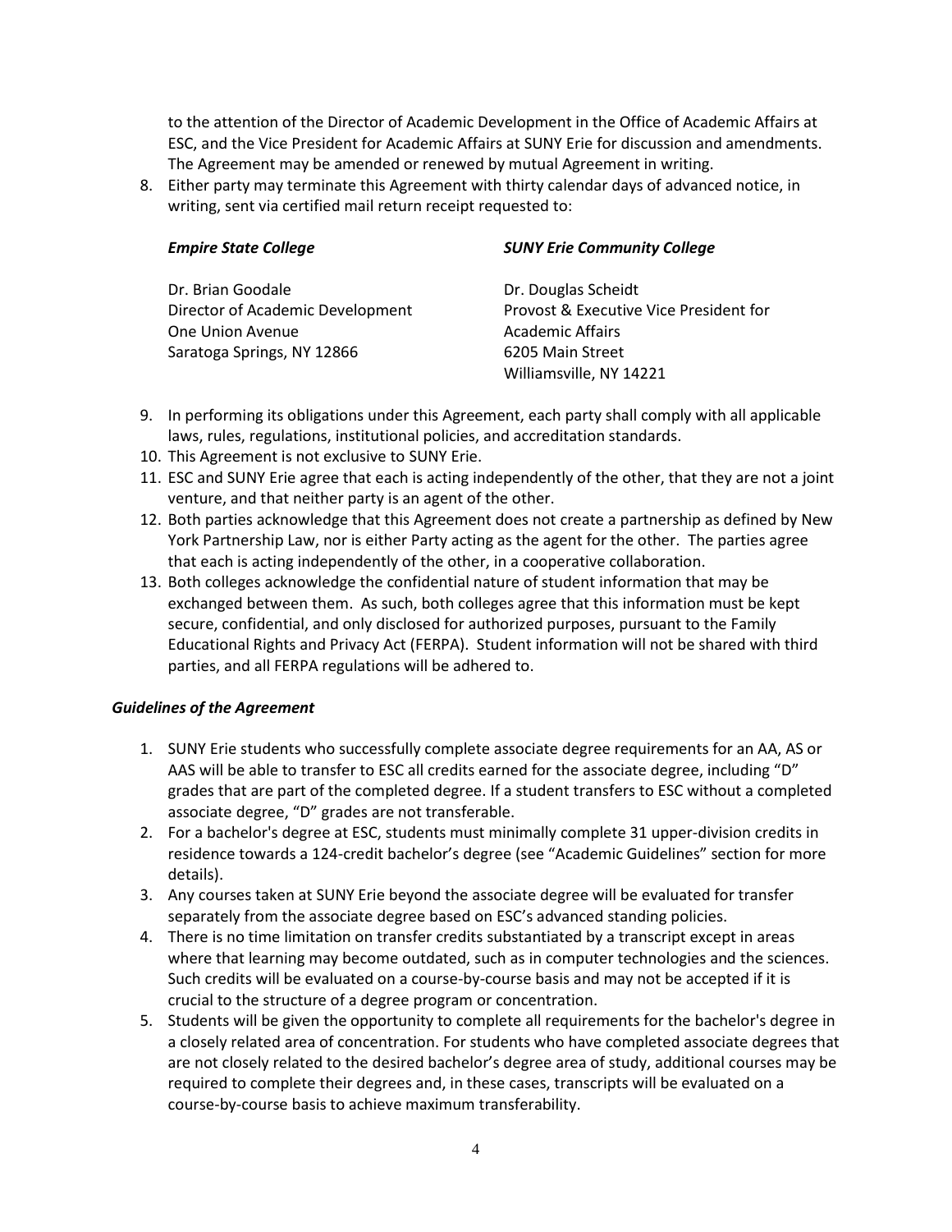to the attention of the Director of Academic Development in the Office of Academic Affairs at ESC, and the Vice President for Academic Affairs at SUNY Erie for discussion and amendments. The Agreement may be amended or renewed by mutual Agreement in writing.

8. Either party may terminate this Agreement with thirty calendar days of advanced notice, in writing, sent via certified mail return receipt requested to:

| ***Empire State College*** | ***SUNY Erie Community College*** |
|---|---|
| Dr. Brian Goodale<br>Director of Academic Development<br>One Union Avenue<br>Saratoga Springs, NY 12866 | Dr. Douglas Scheidt<br>Provost & Executive Vice President for Academic Affairs<br>6205 Main Street<br>Williamsville, NY 14221 |

9. In performing its obligations under this Agreement, each party shall comply with all applicable laws, rules, regulations, institutional policies, and accreditation standards.
10. This Agreement is not exclusive to SUNY Erie.
11. ESC and SUNY Erie agree that each is acting independently of the other, that they are not a joint venture, and that neither party is an agent of the other.
12. Both parties acknowledge that this Agreement does not create a partnership as defined by New York Partnership Law, nor is either Party acting as the agent for the other. The parties agree that each is acting independently of the other, in a cooperative collaboration.
13. Both colleges acknowledge the confidential nature of student information that may be exchanged between them. As such, both colleges agree that this information must be kept secure, confidential, and only disclosed for authorized purposes, pursuant to the Family Educational Rights and Privacy Act (FERPA). Student information will not be shared with third parties, and all FERPA regulations will be adhered to.

### *Guidelines of the Agreement*

1. SUNY Erie students who successfully complete associate degree requirements for an AA, AS or AAS will be able to transfer to ESC all credits earned for the associate degree, including "D" grades that are part of the completed degree. If a student transfers to ESC without a completed associate degree, "D" grades are not transferable.
2. For a bachelor's degree at ESC, students must minimally complete 31 upper-division credits in residence towards a 124-credit bachelor's degree (see "Academic Guidelines" section for more details).
3. Any courses taken at SUNY Erie beyond the associate degree will be evaluated for transfer separately from the associate degree based on ESC's advanced standing policies.
4. There is no time limitation on transfer credits substantiated by a transcript except in areas where that learning may become outdated, such as in computer technologies and the sciences. Such credits will be evaluated on a course-by-course basis and may not be accepted if it is crucial to the structure of a degree program or concentration.
5. Students will be given the opportunity to complete all requirements for the bachelor's degree in a closely related area of concentration. For students who have completed associate degrees that are not closely related to the desired bachelor's degree area of study, additional courses may be required to complete their degrees and, in these cases, transcripts will be evaluated on a course-by-course basis to achieve maximum transferability.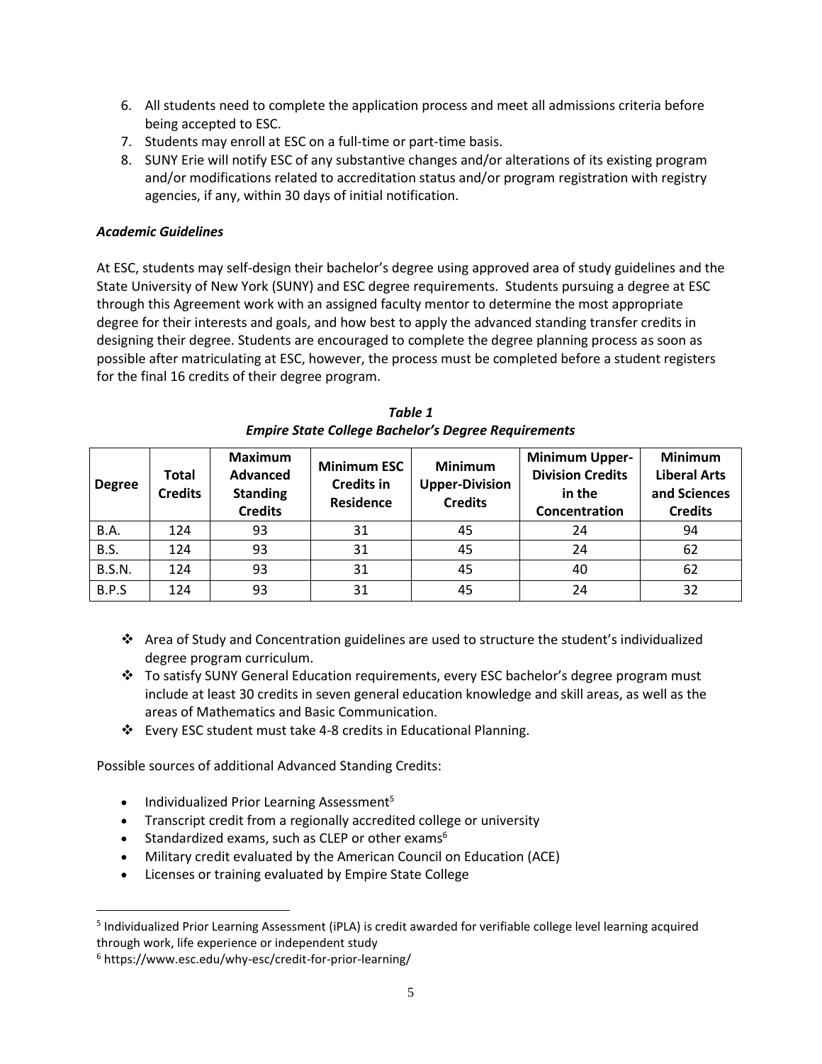6. All students need to complete the application process and meet all admissions criteria before being accepted to ESC.
7. Students may enroll at ESC on a full-time or part-time basis.
8. SUNY Erie will notify ESC of any substantive changes and/or alterations of its existing program and/or modifications related to accreditation status and/or program registration with registry agencies, if any, within 30 days of initial notification.

***Academic Guidelines***

At ESC, students may self-design their bachelor's degree using approved area of study guidelines and the State University of New York (SUNY) and ESC degree requirements. Students pursuing a degree at ESC through this Agreement work with an assigned faculty mentor to determine the most appropriate degree for their interests and goals, and how best to apply the advanced standing transfer credits in designing their degree. Students are encouraged to complete the degree planning process as soon as possible after matriculating at ESC, however, the process must be completed before a student registers for the final 16 credits of their degree program.

***Table 1***
***Empire State College Bachelor's Degree Requirements***

| Degree | Total Credits | Maximum Advanced Standing Credits | Minimum ESC Credits in Residence | Minimum Upper-Division Credits | Minimum Upper-Division Credits in the Concentration | Minimum Liberal Arts and Sciences Credits |
|---|---|---|---|---|---|---|
| B.A. | 124 | 93 | 31 | 45 | 24 | 94 |
| B.S. | 124 | 93 | 31 | 45 | 24 | 62 |
| B.S.N. | 124 | 93 | 31 | 45 | 40 | 62 |
| B.P.S | 124 | 93 | 31 | 45 | 24 | 32 |

- ❖ Area of Study and Concentration guidelines are used to structure the student's individualized degree program curriculum.
- ❖ To satisfy SUNY General Education requirements, every ESC bachelor's degree program must include at least 30 credits in seven general education knowledge and skill areas, as well as the areas of Mathematics and Basic Communication.
- ❖ Every ESC student must take 4-8 credits in Educational Planning.

Possible sources of additional Advanced Standing Credits:

- Individualized Prior Learning Assessment[5]
- Transcript credit from a regionally accredited college or university
- Standardized exams, such as CLEP or other exams[6]
- Military credit evaluated by the American Council on Education (ACE)
- Licenses or training evaluated by Empire State College

[5] Individualized Prior Learning Assessment (iPLA) is credit awarded for verifiable college level learning acquired through work, life experience or independent study

[6] https://www.esc.edu/why-esc/credit-for-prior-learning/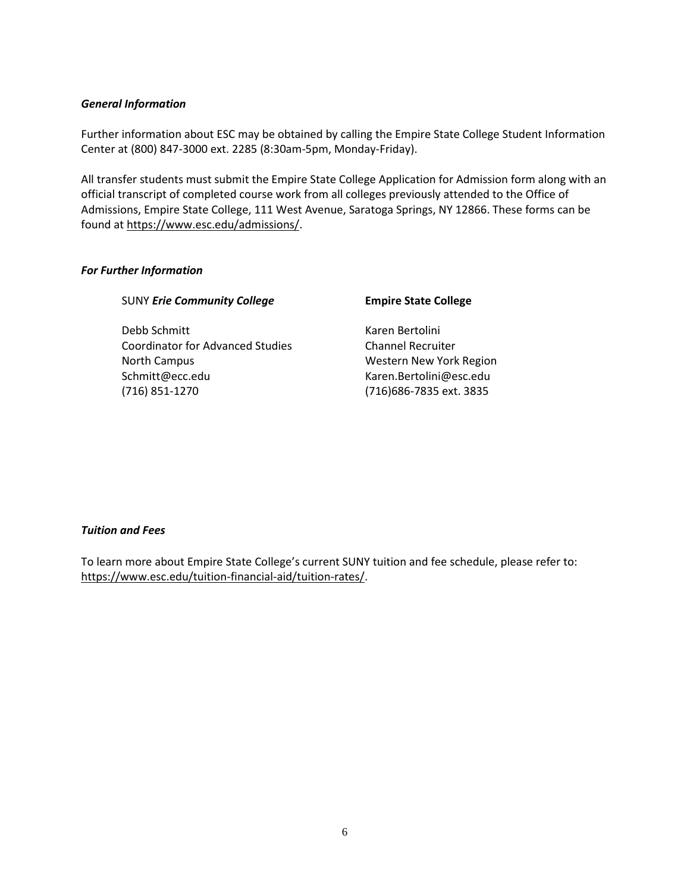### *General Information*

Further information about ESC may be obtained by calling the Empire State College Student Information Center at (800) 847-3000 ext. 2285 (8:30am-5pm, Monday-Friday).

All transfer students must submit the Empire State College Application for Admission form along with an official transcript of completed course work from all colleges previously attended to the Office of Admissions, Empire State College, 111 West Avenue, Saratoga Springs, NY 12866. These forms can be found at https://www.esc.edu/admissions/.

### *For Further Information*

SUNY ***Erie Community College***

Debb Schmitt
Coordinator for Advanced Studies
North Campus
Schmitt@ecc.edu
(716) 851-1270

**Empire State College**

Karen Bertolini
Channel Recruiter
Western New York Region
Karen.Bertolini@esc.edu
(716)686-7835 ext. 3835

### *Tuition and Fees*

To learn more about Empire State College's current SUNY tuition and fee schedule, please refer to: https://www.esc.edu/tuition-financial-aid/tuition-rates/.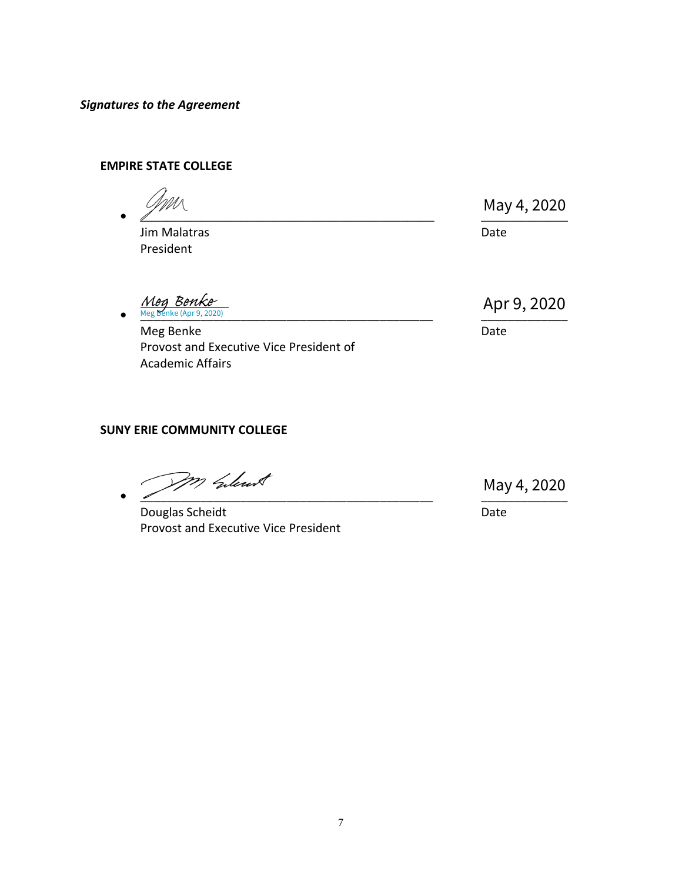***Signatures to the Agreement***

**EMPIRE STATE COLLEGE**

- \_\_\_\_\_\_\_\_\_\_\_\_\_\_\_\_\_\_\_\_\_\_\_\_\_\_\_\_\_\_\_\_\_\_\_\_\_\_\_\_ May 4, 2020
  Jim Malatras Date
  President

- Meg Benke
  Meg Benke (Apr 9, 2020) Apr 9, 2020
  Meg Benke Date
  Provost and Executive Vice President of
  Academic Affairs

**SUNY ERIE COMMUNITY COLLEGE**

- \_\_\_\_\_\_\_\_\_\_\_\_\_\_\_\_\_\_\_\_\_\_\_\_\_\_\_\_\_\_\_\_\_\_\_\_\_\_\_\_ May 4, 2020
  Douglas Scheidt Date
  Provost and Executive Vice President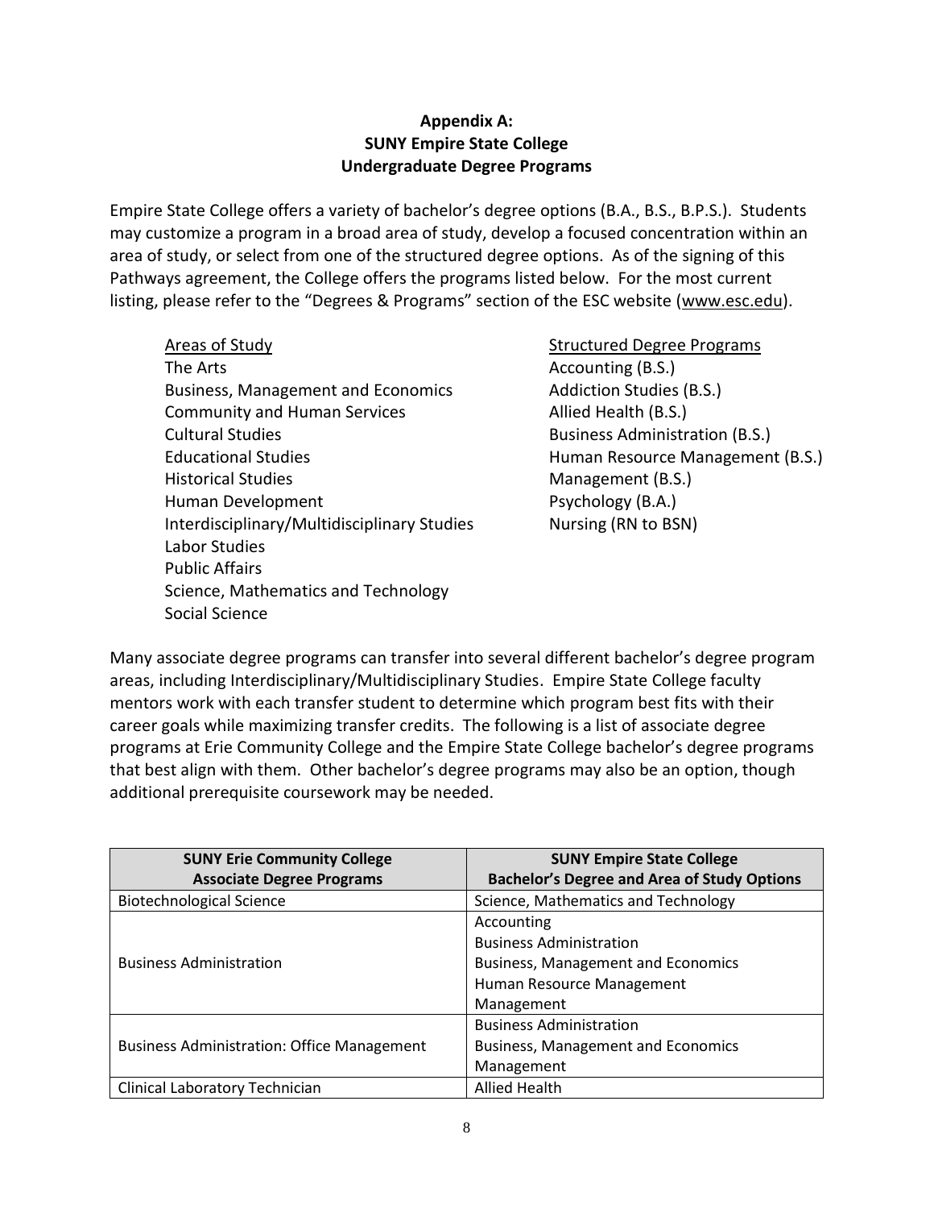## Appendix A:
## SUNY Empire State College
## Undergraduate Degree Programs

Empire State College offers a variety of bachelor's degree options (B.A., B.S., B.P.S.). Students may customize a program in a broad area of study, develop a focused concentration within an area of study, or select from one of the structured degree options. As of the signing of this Pathways agreement, the College offers the programs listed below. For the most current listing, please refer to the "Degrees & Programs" section of the ESC website (www.esc.edu).

<u>Areas of Study</u>

- The Arts
- Business, Management and Economics
- Community and Human Services
- Cultural Studies
- Educational Studies
- Historical Studies
- Human Development
- Interdisciplinary/Multidisciplinary Studies
- Labor Studies
- Public Affairs
- Science, Mathematics and Technology
- Social Science

<u>Structured Degree Programs</u>

- Accounting (B.S.)
- Addiction Studies (B.S.)
- Allied Health (B.S.)
- Business Administration (B.S.)
- Human Resource Management (B.S.)
- Management (B.S.)
- Psychology (B.A.)
- Nursing (RN to BSN)

Many associate degree programs can transfer into several different bachelor's degree program areas, including Interdisciplinary/Multidisciplinary Studies. Empire State College faculty mentors work with each transfer student to determine which program best fits with their career goals while maximizing transfer credits. The following is a list of associate degree programs at Erie Community College and the Empire State College bachelor's degree programs that best align with them. Other bachelor's degree programs may also be an option, though additional prerequisite coursework may be needed.

| SUNY Erie Community College Associate Degree Programs | SUNY Empire State College Bachelor's Degree and Area of Study Options |
|---|---|
| Biotechnological Science | Science, Mathematics and Technology |
| Business Administration | Accounting<br>Business Administration<br>Business, Management and Economics<br>Human Resource Management<br>Management |
| Business Administration: Office Management | Business Administration<br>Business, Management and Economics<br>Management |
| Clinical Laboratory Technician | Allied Health |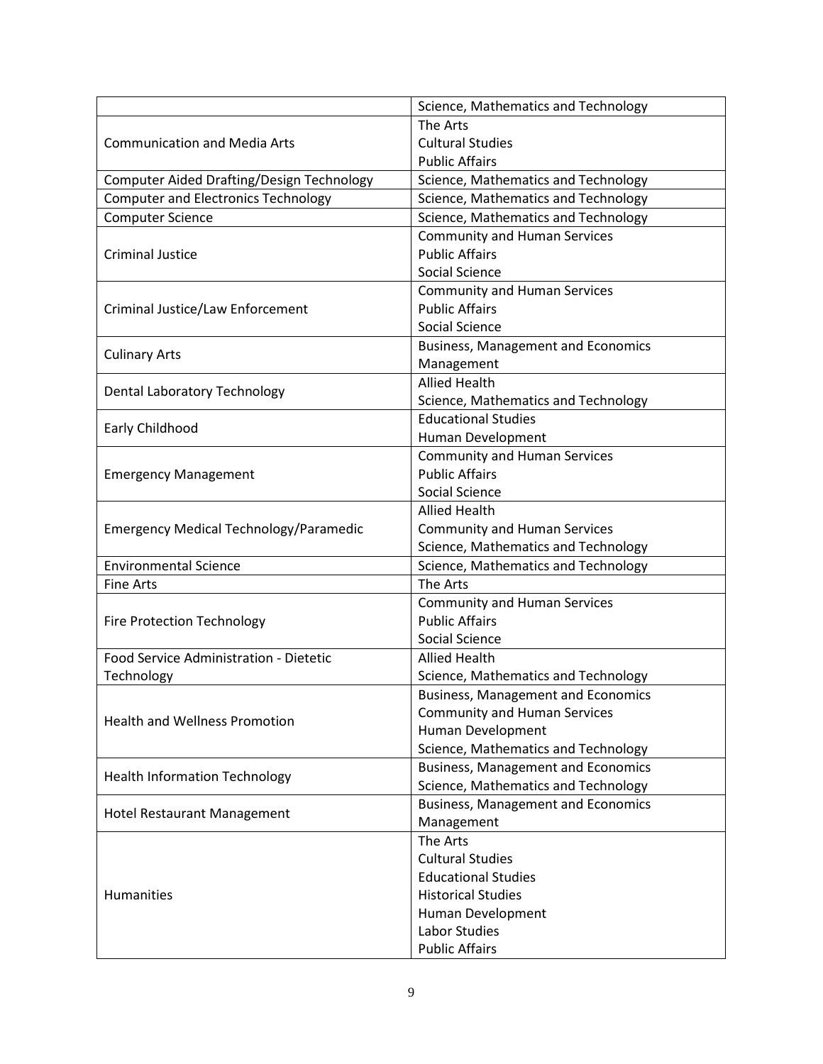| | |
|---|---|
| | Science, Mathematics and Technology |
| Communication and Media Arts | The Arts<br>Cultural Studies<br>Public Affairs |
| Computer Aided Drafting/Design Technology | Science, Mathematics and Technology |
| Computer and Electronics Technology | Science, Mathematics and Technology |
| Computer Science | Science, Mathematics and Technology |
| Criminal Justice | Community and Human Services<br>Public Affairs<br>Social Science |
| Criminal Justice/Law Enforcement | Community and Human Services<br>Public Affairs<br>Social Science |
| Culinary Arts | Business, Management and Economics<br>Management |
| Dental Laboratory Technology | Allied Health<br>Science, Mathematics and Technology |
| Early Childhood | Educational Studies<br>Human Development |
| Emergency Management | Community and Human Services<br>Public Affairs<br>Social Science |
| Emergency Medical Technology/Paramedic | Allied Health<br>Community and Human Services<br>Science, Mathematics and Technology |
| Environmental Science | Science, Mathematics and Technology |
| Fine Arts | The Arts |
| Fire Protection Technology | Community and Human Services<br>Public Affairs<br>Social Science |
| Food Service Administration - Dietetic Technology | Allied Health<br>Science, Mathematics and Technology |
| Health and Wellness Promotion | Business, Management and Economics<br>Community and Human Services<br>Human Development<br>Science, Mathematics and Technology |
| Health Information Technology | Business, Management and Economics<br>Science, Mathematics and Technology |
| Hotel Restaurant Management | Business, Management and Economics<br>Management |
| Humanities | The Arts<br>Cultural Studies<br>Educational Studies<br>Historical Studies<br>Human Development<br>Labor Studies<br>Public Affairs |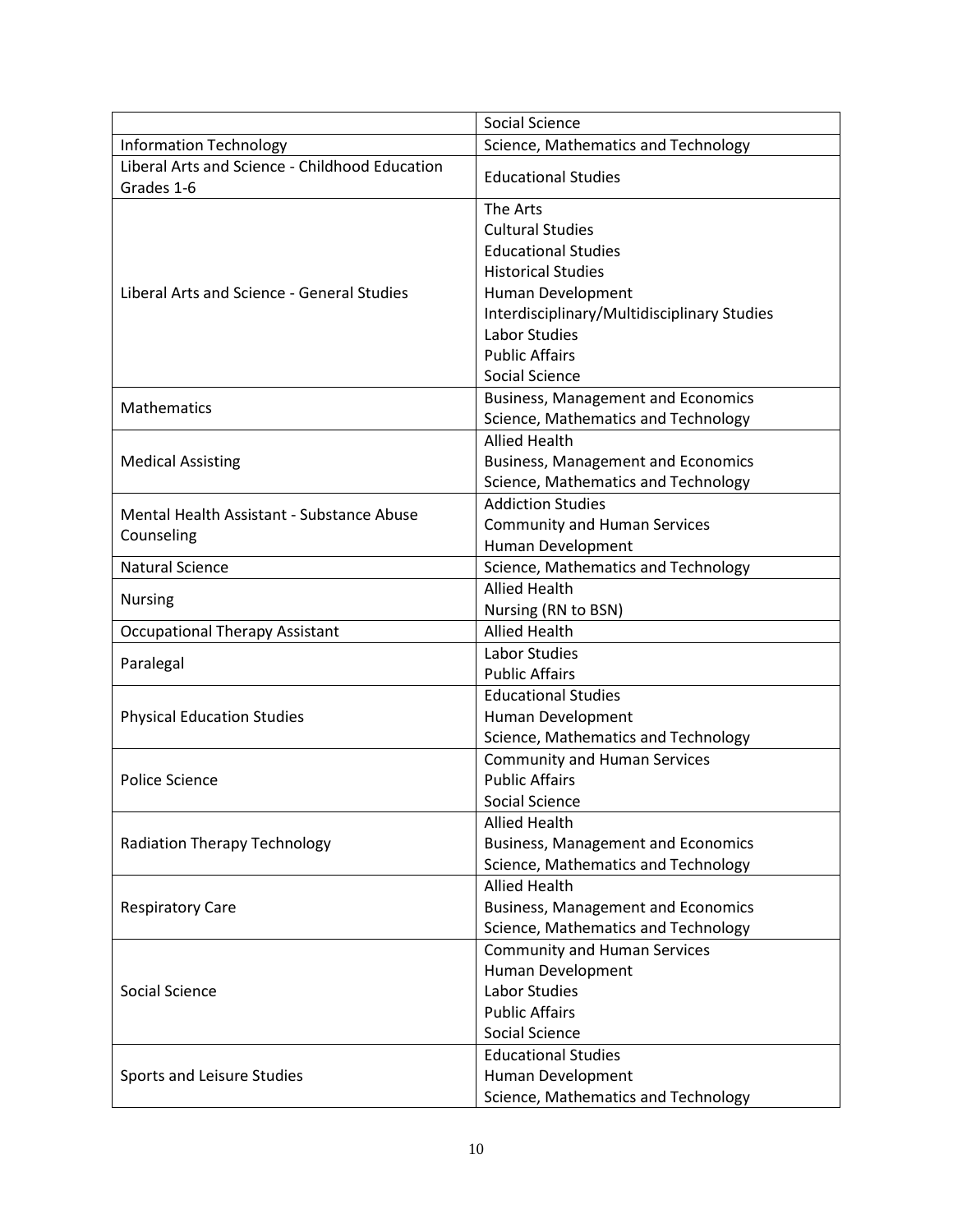| | |
|---|---|
| | Social Science |
| Information Technology | Science, Mathematics and Technology |
| Liberal Arts and Science - Childhood Education Grades 1-6 | Educational Studies |
| Liberal Arts and Science - General Studies | The Arts<br>Cultural Studies<br>Educational Studies<br>Historical Studies<br>Human Development<br>Interdisciplinary/Multidisciplinary Studies<br>Labor Studies<br>Public Affairs<br>Social Science |
| Mathematics | Business, Management and Economics<br>Science, Mathematics and Technology |
| Medical Assisting | Allied Health<br>Business, Management and Economics<br>Science, Mathematics and Technology |
| Mental Health Assistant - Substance Abuse Counseling | Addiction Studies<br>Community and Human Services<br>Human Development |
| Natural Science | Science, Mathematics and Technology |
| Nursing | Allied Health<br>Nursing (RN to BSN) |
| Occupational Therapy Assistant | Allied Health |
| Paralegal | Labor Studies<br>Public Affairs |
| Physical Education Studies | Educational Studies<br>Human Development<br>Science, Mathematics and Technology |
| Police Science | Community and Human Services<br>Public Affairs<br>Social Science |
| Radiation Therapy Technology | Allied Health<br>Business, Management and Economics<br>Science, Mathematics and Technology |
| Respiratory Care | Allied Health<br>Business, Management and Economics<br>Science, Mathematics and Technology |
| Social Science | Community and Human Services<br>Human Development<br>Labor Studies<br>Public Affairs<br>Social Science |
| Sports and Leisure Studies | Educational Studies<br>Human Development<br>Science, Mathematics and Technology |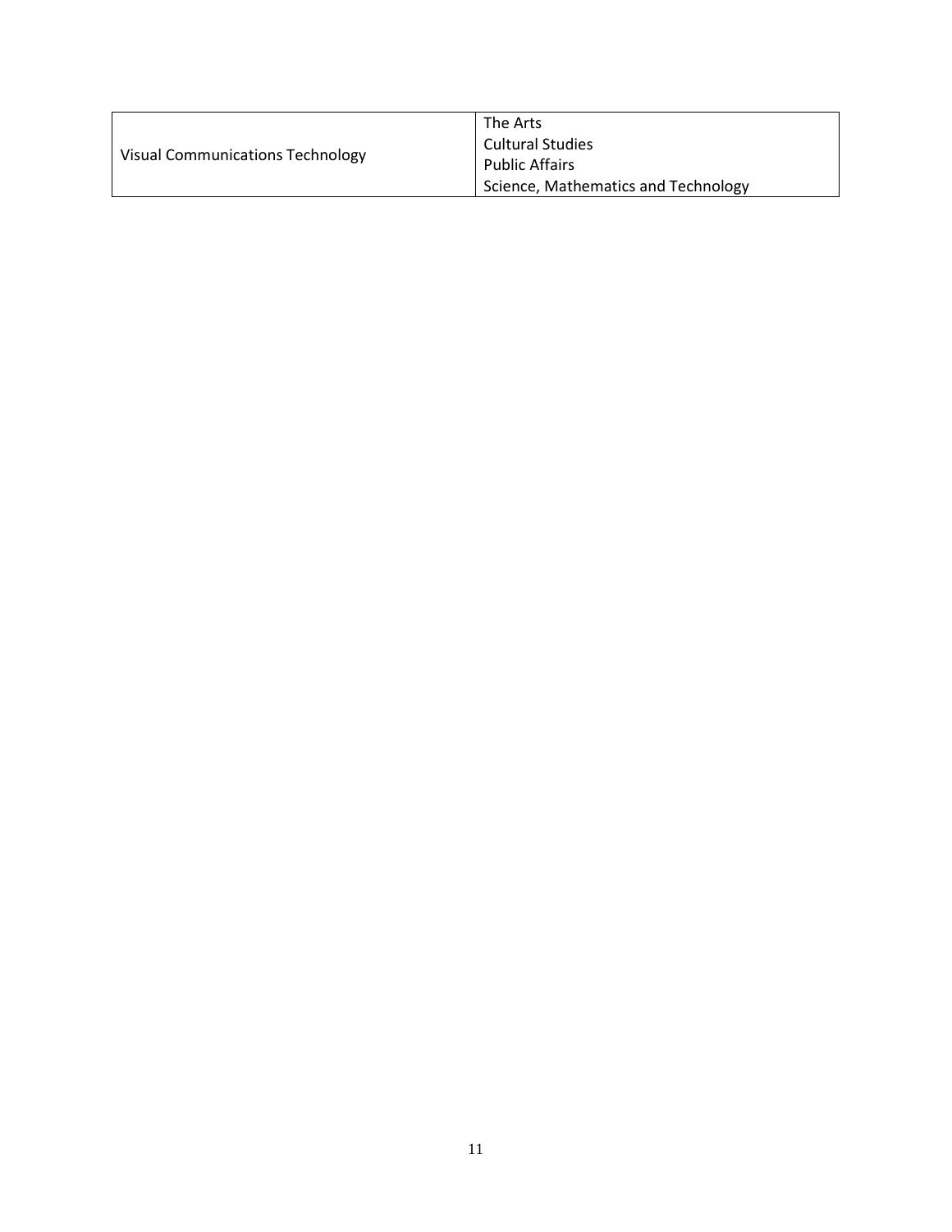| | |
|---|---|
| Visual Communications Technology | The Arts<br>Cultural Studies<br>Public Affairs<br>Science, Mathematics and Technology |